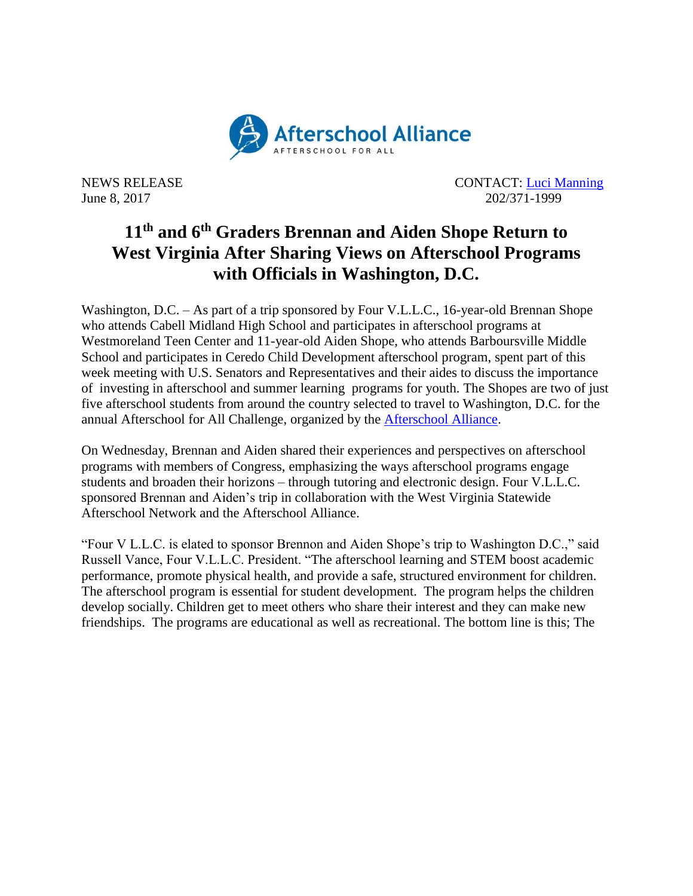Afterschool Alliance

AFTERSCHOOL FOR ALL

NEWS RELEASE
June 8, 2017

CONTACT: Luci Manning
202/371-1999

# 11th and 6th Graders Brennan and Aiden Shope Return to West Virginia After Sharing Views on Afterschool Programs with Officials in Washington, D.C.

Washington, D.C. – As part of a trip sponsored by Four V.L.L.C., 16-year-old Brennan Shope who attends Cabell Midland High School and participates in afterschool programs at Westmoreland Teen Center and 11-year-old Aiden Shope, who attends Barboursville Middle School and participates in Ceredo Child Development afterschool program, spent part of this week meeting with U.S. Senators and Representatives and their aides to discuss the importance of investing in afterschool and summer learning programs for youth. The Shopes are two of just five afterschool students from around the country selected to travel to Washington, D.C. for the annual Afterschool for All Challenge, organized by the Afterschool Alliance.

On Wednesday, Brennan and Aiden shared their experiences and perspectives on afterschool programs with members of Congress, emphasizing the ways afterschool programs engage students and broaden their horizons – through tutoring and electronic design. Four V.L.L.C. sponsored Brennan and Aiden's trip in collaboration with the West Virginia Statewide Afterschool Network and the Afterschool Alliance.

"Four V L.L.C. is elated to sponsor Brennon and Aiden Shope's trip to Washington D.C.," said Russell Vance, Four V.L.L.C. President. "The afterschool learning and STEM boost academic performance, promote physical health, and provide a safe, structured environment for children. The afterschool program is essential for student development. The program helps the children develop socially. Children get to meet others who share their interest and they can make new friendships. The programs are educational as well as recreational. The bottom line is this; The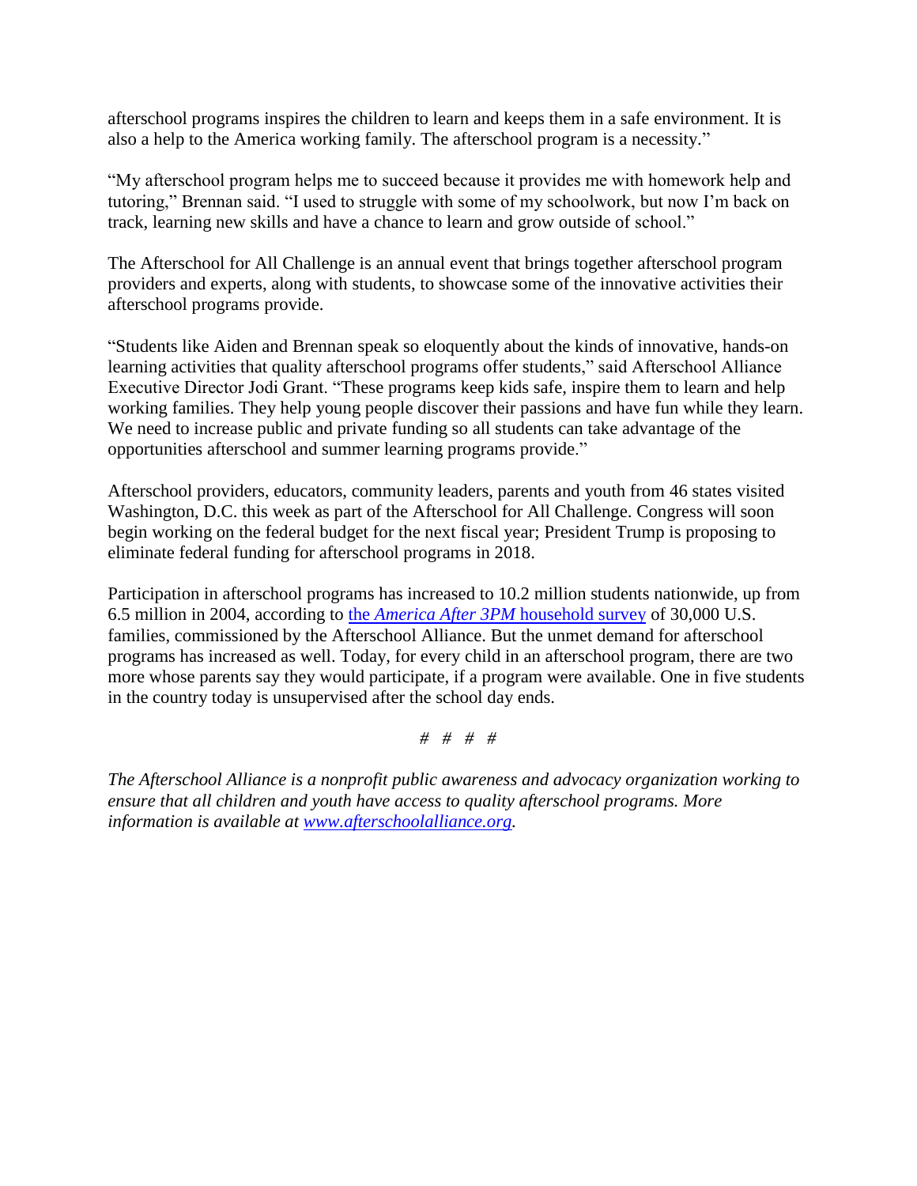afterschool programs inspires the children to learn and keeps them in a safe environment. It is also a help to the America working family. The afterschool program is a necessity."

"My afterschool program helps me to succeed because it provides me with homework help and tutoring," Brennan said. "I used to struggle with some of my schoolwork, but now I'm back on track, learning new skills and have a chance to learn and grow outside of school."

The Afterschool for All Challenge is an annual event that brings together afterschool program providers and experts, along with students, to showcase some of the innovative activities their afterschool programs provide.

"Students like Aiden and Brennan speak so eloquently about the kinds of innovative, hands-on learning activities that quality afterschool programs offer students," said Afterschool Alliance Executive Director Jodi Grant. "These programs keep kids safe, inspire them to learn and help working families. They help young people discover their passions and have fun while they learn. We need to increase public and private funding so all students can take advantage of the opportunities afterschool and summer learning programs provide."

Afterschool providers, educators, community leaders, parents and youth from 46 states visited Washington, D.C. this week as part of the Afterschool for All Challenge. Congress will soon begin working on the federal budget for the next fiscal year; President Trump is proposing to eliminate federal funding for afterschool programs in 2018.

Participation in afterschool programs has increased to 10.2 million students nationwide, up from 6.5 million in 2004, according to the *America After 3PM* household survey of 30,000 U.S. families, commissioned by the Afterschool Alliance. But the unmet demand for afterschool programs has increased as well. Today, for every child in an afterschool program, there are two more whose parents say they would participate, if a program were available. One in five students in the country today is unsupervised after the school day ends.

# # # #

*The Afterschool Alliance is a nonprofit public awareness and advocacy organization working to ensure that all children and youth have access to quality afterschool programs. More information is available at www.afterschoolalliance.org.*